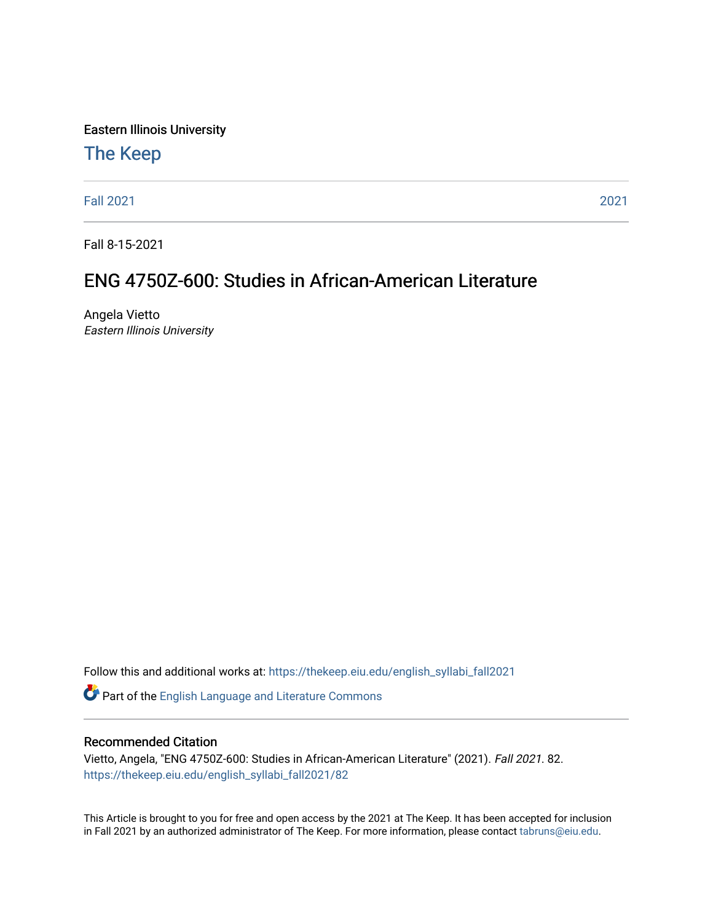Eastern Illinois University

# The Keep

Fall 2021 | 2021

Fall 8-15-2021

## ENG 4750Z-600: Studies in African-American Literature

Angela Vietto
*Eastern Illinois University*

Follow this and additional works at: https://thekeep.eiu.edu/english_syllabi_fall2021

Part of the English Language and Literature Commons

### Recommended Citation

Vietto, Angela, "ENG 4750Z-600: Studies in African-American Literature" (2021). *Fall 2021*. 82.
https://thekeep.eiu.edu/english_syllabi_fall2021/82

This Article is brought to you for free and open access by the 2021 at The Keep. It has been accepted for inclusion in Fall 2021 by an authorized administrator of The Keep. For more information, please contact tabruns@eiu.edu.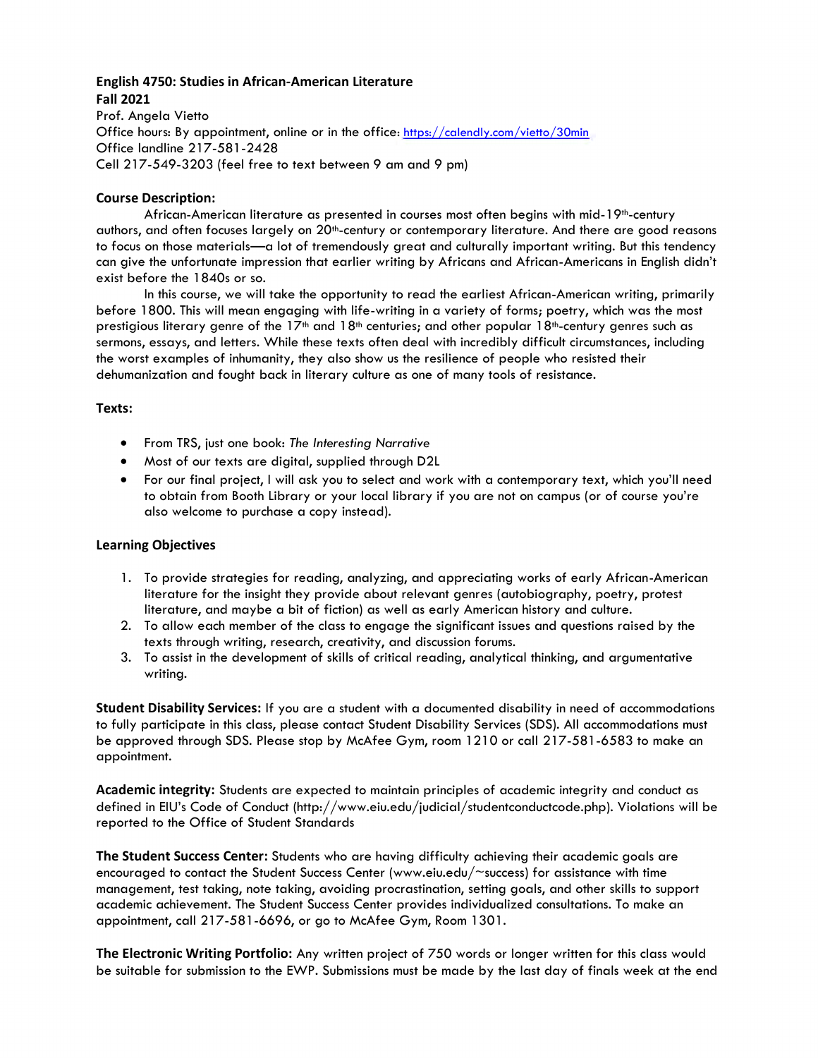**English 4750: Studies in African-American Literature**
**Fall 2021**

Prof. Angela Vietto
Office hours: By appointment, online or in the office: [https://calendly.com/vietto/30min](https://calendly.com/vietto/30min)
Office landline 217-581-2428
Cell 217-549-3203 (feel free to text between 9 am and 9 pm)

## Course Description:

African-American literature as presented in courses most often begins with mid-19th-century authors, and often focuses largely on 20th-century or contemporary literature. And there are good reasons to focus on those materials—a lot of tremendously great and culturally important writing. But this tendency can give the unfortunate impression that earlier writing by Africans and African-Americans in English didn't exist before the 1840s or so.

In this course, we will take the opportunity to read the earliest African-American writing, primarily before 1800. This will mean engaging with life-writing in a variety of forms; poetry, which was the most prestigious literary genre of the 17th and 18th centuries; and other popular 18th-century genres such as sermons, essays, and letters. While these texts often deal with incredibly difficult circumstances, including the worst examples of inhumanity, they also show us the resilience of people who resisted their dehumanization and fought back in literary culture as one of many tools of resistance.

## Texts:

- From TRS, just one book: *The Interesting Narrative*
- Most of our texts are digital, supplied through D2L
- For our final project, I will ask you to select and work with a contemporary text, which you'll need to obtain from Booth Library or your local library if you are not on campus (or of course you're also welcome to purchase a copy instead).

## Learning Objectives

1. To provide strategies for reading, analyzing, and appreciating works of early African-American literature for the insight they provide about relevant genres (autobiography, poetry, protest literature, and maybe a bit of fiction) as well as early American history and culture.
2. To allow each member of the class to engage the significant issues and questions raised by the texts through writing, research, creativity, and discussion forums.
3. To assist in the development of skills of critical reading, analytical thinking, and argumentative writing.

**Student Disability Services:** If you are a student with a documented disability in need of accommodations to fully participate in this class, please contact Student Disability Services (SDS). All accommodations must be approved through SDS. Please stop by McAfee Gym, room 1210 or call 217-581-6583 to make an appointment.

**Academic integrity:** Students are expected to maintain principles of academic integrity and conduct as defined in EIU's Code of Conduct (http://www.eiu.edu/judicial/studentconductcode.php). Violations will be reported to the Office of Student Standards

**The Student Success Center:** Students who are having difficulty achieving their academic goals are encouraged to contact the Student Success Center (www.eiu.edu/~success) for assistance with time management, test taking, note taking, avoiding procrastination, setting goals, and other skills to support academic achievement. The Student Success Center provides individualized consultations. To make an appointment, call 217-581-6696, or go to McAfee Gym, Room 1301.

**The Electronic Writing Portfolio:** Any written project of 750 words or longer written for this class would be suitable for submission to the EWP. Submissions must be made by the last day of finals week at the end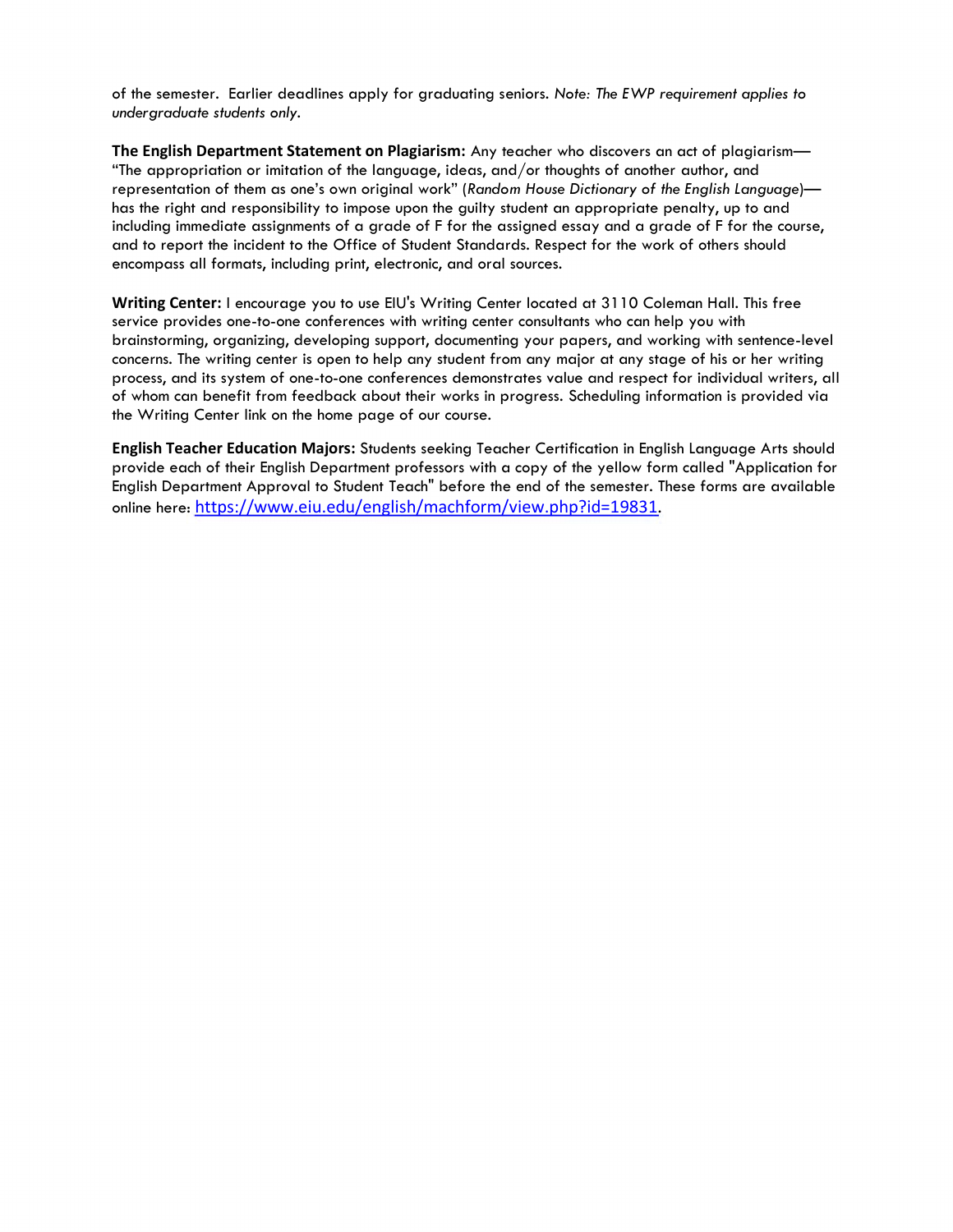of the semester. Earlier deadlines apply for graduating seniors. *Note: The EWP requirement applies to undergraduate students only.*

**The English Department Statement on Plagiarism:** Any teacher who discovers an act of plagiarism—"The appropriation or imitation of the language, ideas, and/or thoughts of another author, and representation of them as one's own original work" (*Random House Dictionary of the English Language*)—has the right and responsibility to impose upon the guilty student an appropriate penalty, up to and including immediate assignments of a grade of F for the assigned essay and a grade of F for the course, and to report the incident to the Office of Student Standards. Respect for the work of others should encompass all formats, including print, electronic, and oral sources.

**Writing Center:** I encourage you to use EIU's Writing Center located at 3110 Coleman Hall. This free service provides one-to-one conferences with writing center consultants who can help you with brainstorming, organizing, developing support, documenting your papers, and working with sentence-level concerns. The writing center is open to help any student from any major at any stage of his or her writing process, and its system of one-to-one conferences demonstrates value and respect for individual writers, all of whom can benefit from feedback about their works in progress. Scheduling information is provided via the Writing Center link on the home page of our course.

**English Teacher Education Majors:** Students seeking Teacher Certification in English Language Arts should provide each of their English Department professors with a copy of the yellow form called "Application for English Department Approval to Student Teach" before the end of the semester. These forms are available online here: https://www.eiu.edu/english/machform/view.php?id=19831.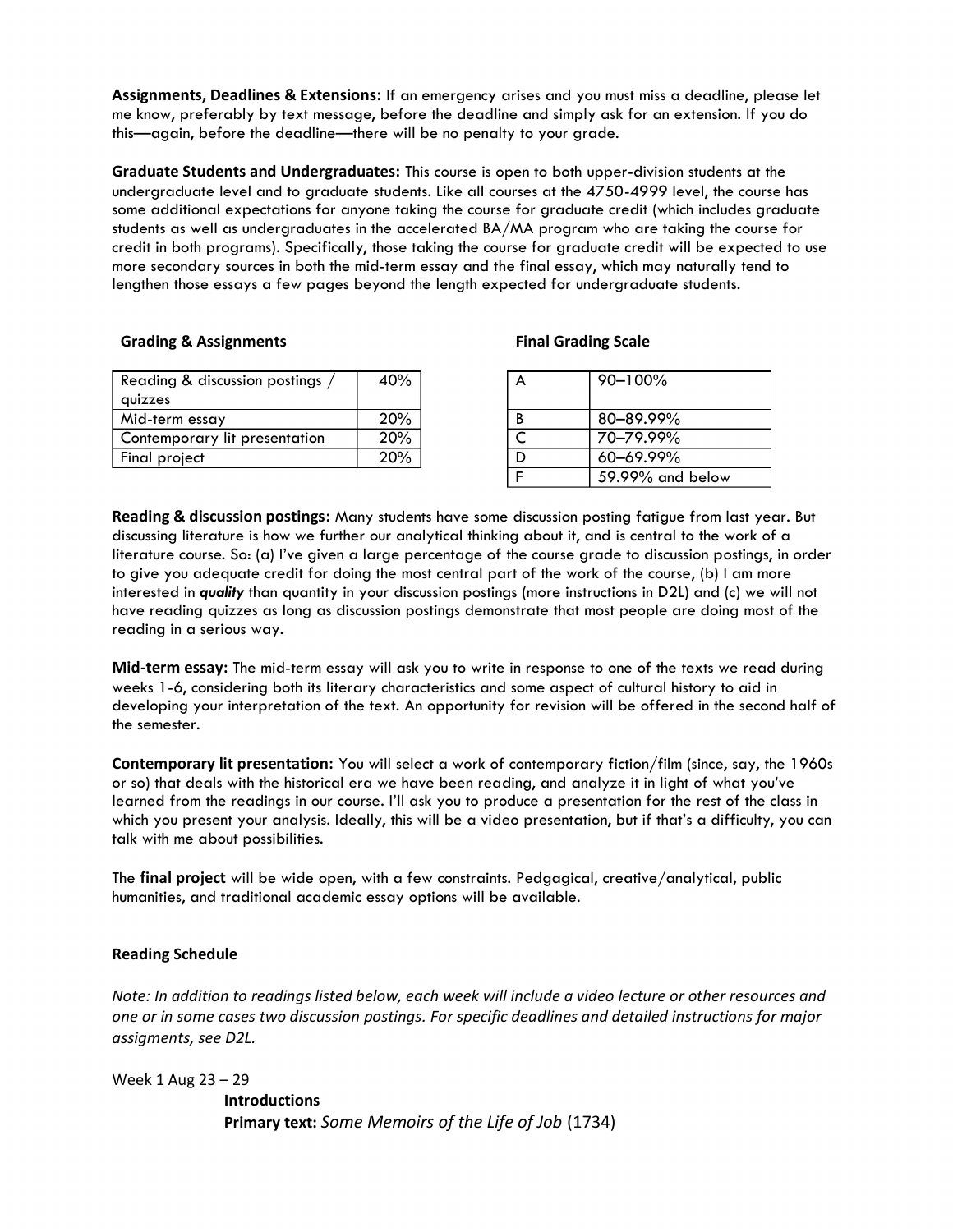**Assignments, Deadlines & Extensions:** If an emergency arises and you must miss a deadline, please let me know, preferably by text message, before the deadline and simply ask for an extension. If you do this—again, before the deadline—there will be no penalty to your grade.

**Graduate Students and Undergraduates:** This course is open to both upper-division students at the undergraduate level and to graduate students. Like all courses at the 4750-4999 level, the course has some additional expectations for anyone taking the course for graduate credit (which includes graduate students as well as undergraduates in the accelerated BA/MA program who are taking the course for credit in both programs). Specifically, those taking the course for graduate credit will be expected to use more secondary sources in both the mid-term essay and the final essay, which may naturally tend to lengthen those essays a few pages beyond the length expected for undergraduate students.

**Grading & Assignments**

| Assignment | Weight |
|---|---|
| Reading & discussion postings / quizzes | 40% |
| Mid-term essay | 20% |
| Contemporary lit presentation | 20% |
| Final project | 20% |

**Final Grading Scale**

| Grade | Range |
|---|---|
| A | 90–100% |
| B | 80–89.99% |
| C | 70–79.99% |
| D | 60–69.99% |
| F | 59.99% and below |

**Reading & discussion postings:** Many students have some discussion posting fatigue from last year. But discussing literature is how we further our analytical thinking about it, and is central to the work of a literature course. So: (a) I've given a large percentage of the course grade to discussion postings, in order to give you adequate credit for doing the most central part of the work of the course, (b) I am more interested in ***quality*** than quantity in your discussion postings (more instructions in D2L) and (c) we will not have reading quizzes as long as discussion postings demonstrate that most people are doing most of the reading in a serious way.

**Mid-term essay:** The mid-term essay will ask you to write in response to one of the texts we read during weeks 1-6, considering both its literary characteristics and some aspect of cultural history to aid in developing your interpretation of the text. An opportunity for revision will be offered in the second half of the semester.

**Contemporary lit presentation:** You will select a work of contemporary fiction/film (since, say, the 1960s or so) that deals with the historical era we have been reading, and analyze it in light of what you've learned from the readings in our course. I'll ask you to produce a presentation for the rest of the class in which you present your analysis. Ideally, this will be a video presentation, but if that's a difficulty, you can talk with me about possibilities.

The **final project** will be wide open, with a few constraints. Pedgagical, creative/analytical, public humanities, and traditional academic essay options will be available.

**Reading Schedule**

*Note: In addition to readings listed below, each week will include a video lecture or other resources and one or in some cases two discussion postings. For specific deadlines and detailed instructions for major assigments, see D2L.*

Week 1 Aug 23 – 29

**Introductions**

**Primary text:** *Some Memoirs of the Life of Job* (1734)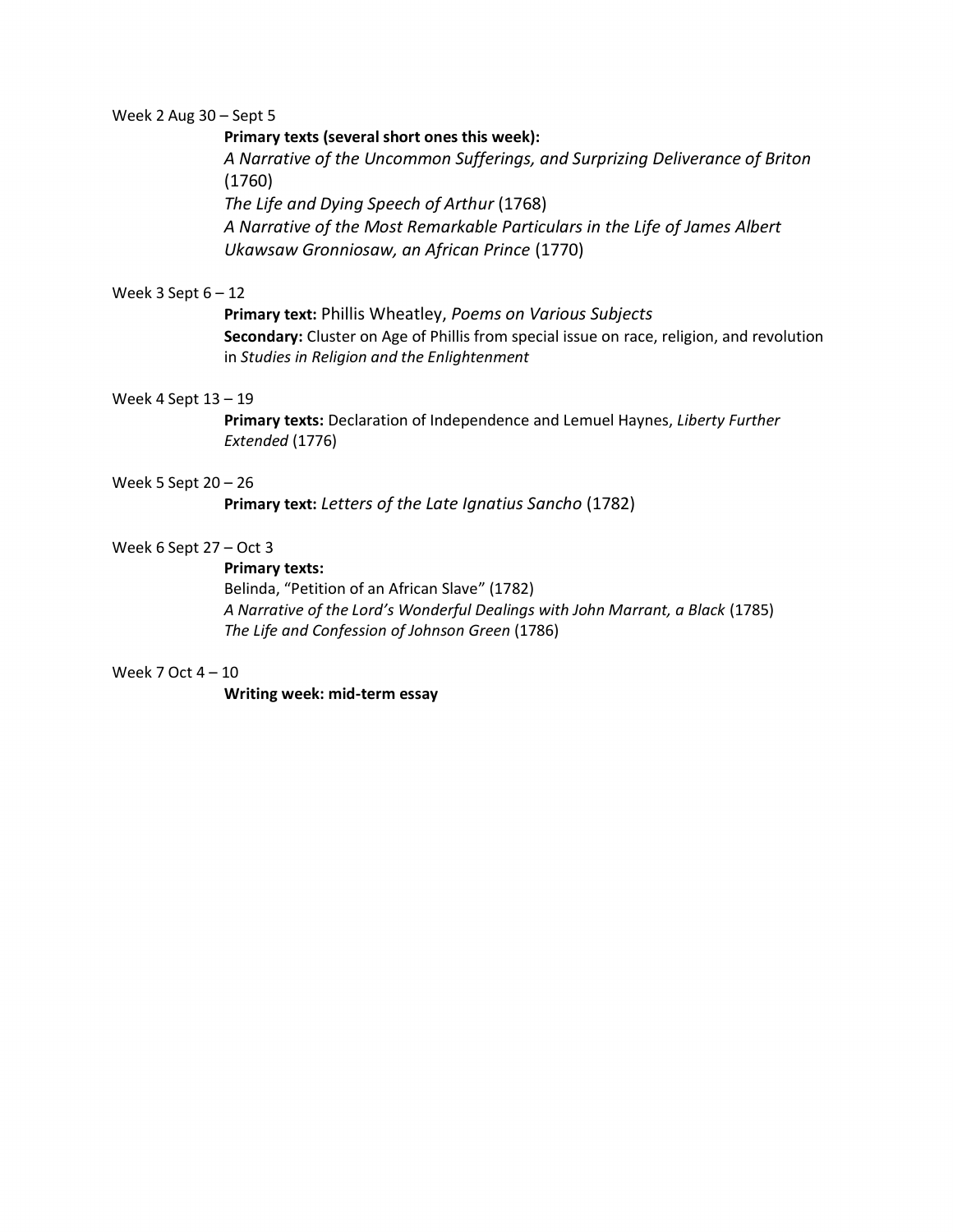Week 2 Aug 30 – Sept 5

**Primary texts (several short ones this week):**
*A Narrative of the Uncommon Sufferings, and Surprizing Deliverance of Briton* (1760)
*The Life and Dying Speech of Arthur* (1768)
*A Narrative of the Most Remarkable Particulars in the Life of James Albert Ukawsaw Gronniosaw, an African Prince* (1770)

Week 3 Sept 6 – 12

**Primary text:** Phillis Wheatley, *Poems on Various Subjects*
**Secondary:** Cluster on Age of Phillis from special issue on race, religion, and revolution in *Studies in Religion and the Enlightenment*

Week 4 Sept 13 – 19

**Primary texts:** Declaration of Independence and Lemuel Haynes, *Liberty Further Extended* (1776)

Week 5 Sept 20 – 26

**Primary text:** *Letters of the Late Ignatius Sancho* (1782)

Week 6 Sept 27 – Oct 3

**Primary texts:**
Belinda, "Petition of an African Slave" (1782)
*A Narrative of the Lord's Wonderful Dealings with John Marrant, a Black* (1785)
*The Life and Confession of Johnson Green* (1786)

Week 7 Oct 4 – 10

**Writing week: mid-term essay**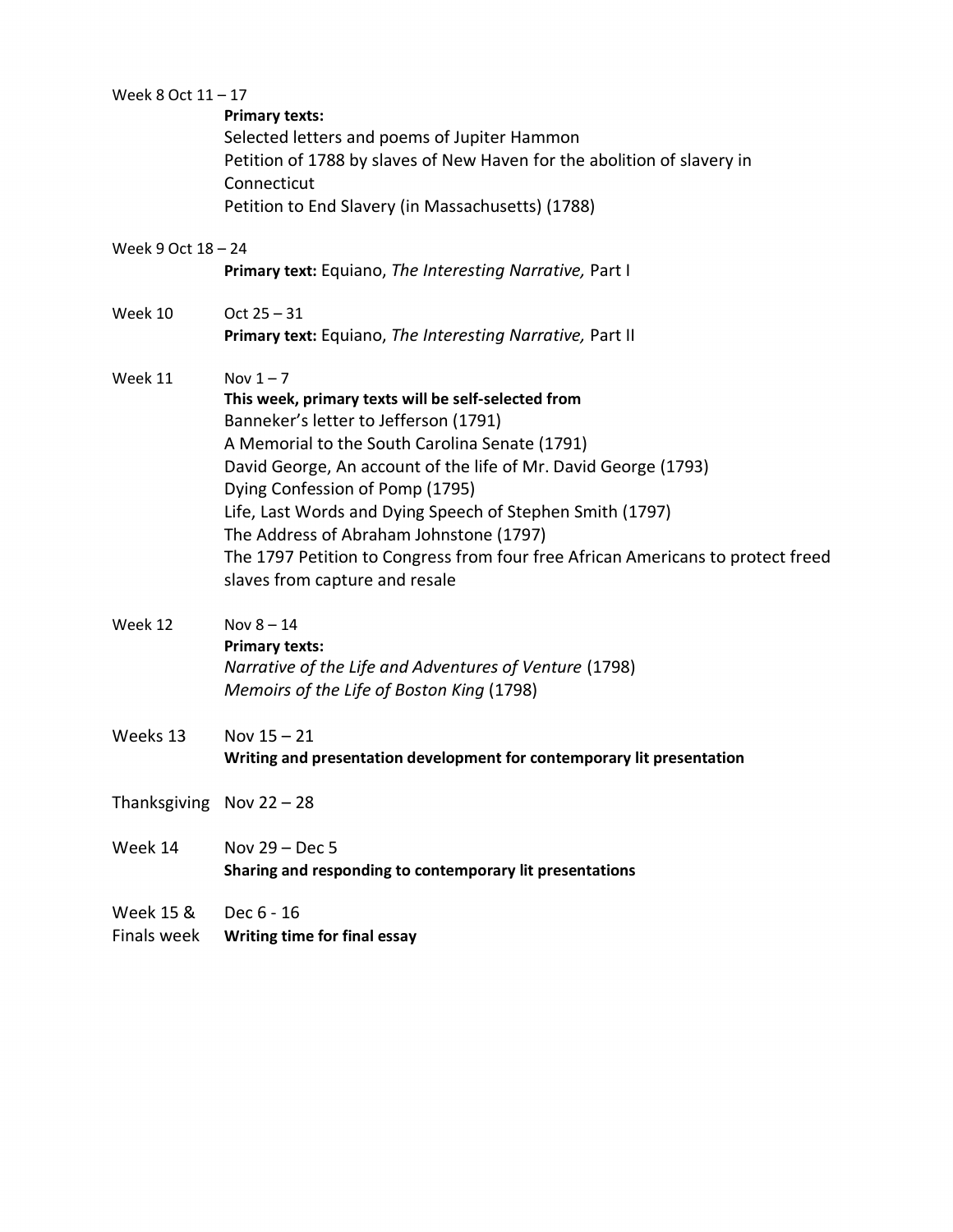Week 8 Oct 11 – 17

**Primary texts:**
Selected letters and poems of Jupiter Hammon
Petition of 1788 by slaves of New Haven for the abolition of slavery in Connecticut
Petition to End Slavery (in Massachusetts) (1788)

Week 9 Oct 18 – 24

**Primary text:** Equiano, *The Interesting Narrative,* Part I

Week 10 Oct 25 – 31

**Primary text:** Equiano, *The Interesting Narrative,* Part II

Week 11 Nov 1 – 7

**This week, primary texts will be self-selected from**
Banneker's letter to Jefferson (1791)
A Memorial to the South Carolina Senate (1791)
David George, An account of the life of Mr. David George (1793)
Dying Confession of Pomp (1795)
Life, Last Words and Dying Speech of Stephen Smith (1797)
The Address of Abraham Johnstone (1797)
The 1797 Petition to Congress from four free African Americans to protect freed slaves from capture and resale

Week 12 Nov 8 – 14

**Primary texts:**
*Narrative of the Life and Adventures of Venture* (1798)
*Memoirs of the Life of Boston King* (1798)

Weeks 13 Nov 15 – 21

**Writing and presentation development for contemporary lit presentation**

Thanksgiving Nov 22 – 28

Week 14 Nov 29 – Dec 5

**Sharing and responding to contemporary lit presentations**

Week 15 & Finals week Dec 6 - 16

**Writing time for final essay**